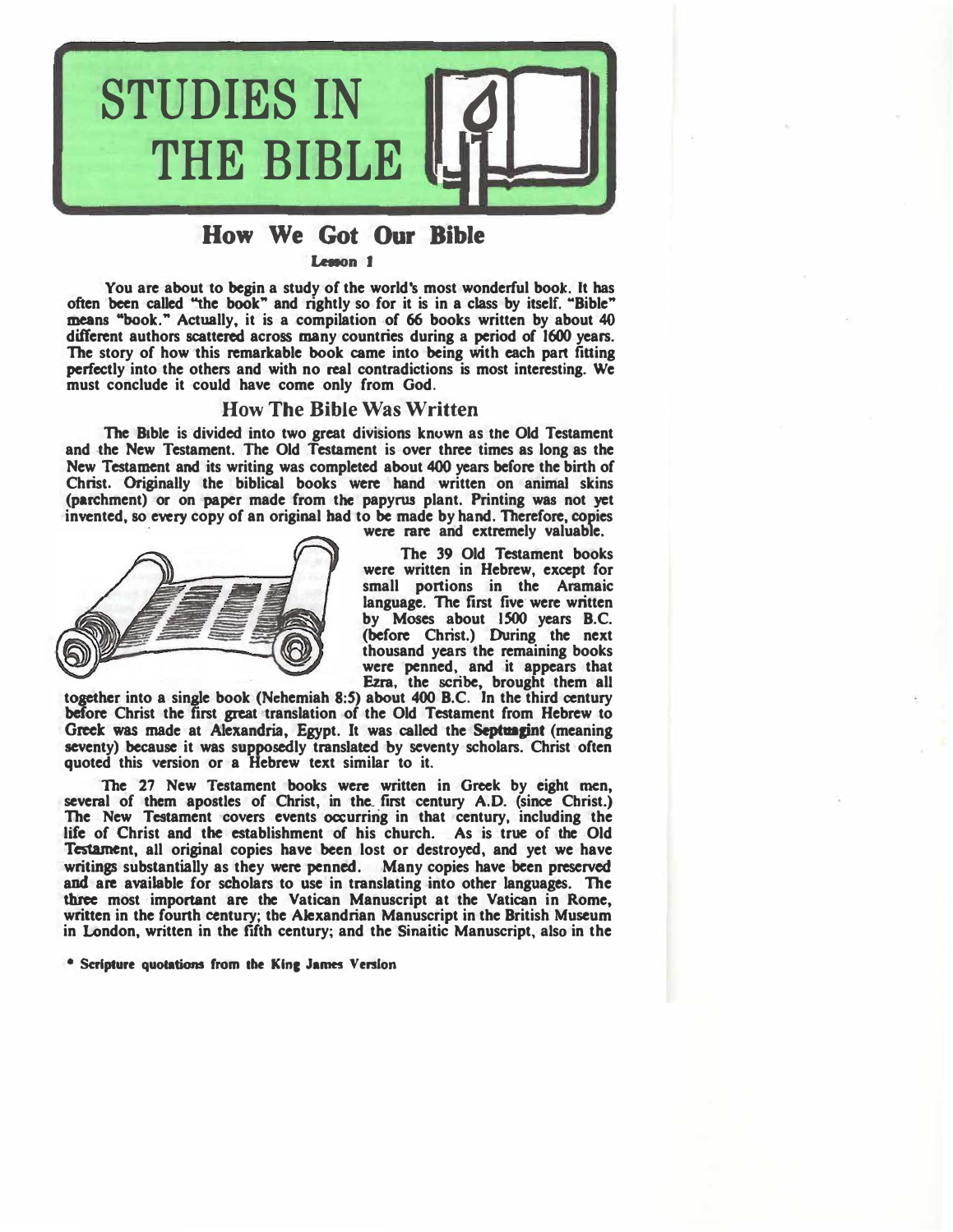# STUDIES IN THE BIBLE

## How We Got Our Bible

**Lesson 1**

You are about to begin a study of the world's most wonderful book. It has often been called "the book" and rightly so for it is in a class by itself. "Bible" means "book." Actually, it is a compilation of 66 books written by about 40 different authors scattered across many countries during a period of 1600 years. The story of how this remarkable book came into being with each part fitting perfectly into the others and with no real contradictions is most interesting. We must conclude it could have come only from God.

### How The Bible Was Written

The Bible is divided into two great divisions known as the Old Testament and the New Testament. The Old Testament is over three times as long as the New Testament and its writing was completed about 400 years before the birth of Christ. Originally the biblical books were hand written on animal skins (parchment) or on paper made from the papyrus plant. Printing was not yet invented, so every copy of an original had to be made by hand. Therefore, copies were rare and extremely valuable.

The 39 Old Testament books were written in Hebrew, except for small portions in the Aramaic language. The first five were written by Moses about 1500 years B.C. (before Christ.) During the next thousand years the remaining books were penned, and it appears that Ezra, the scribe, brought them all together into a single book (Nehemiah 8:5) about 400 B.C. In the third century before Christ the first great translation of the Old Testament from Hebrew to Greek was made at Alexandria, Egypt. It was called the **Septuagint** (meaning seventy) because it was supposedly translated by seventy scholars. Christ often quoted this version or a Hebrew text similar to it.

The 27 New Testament books were written in Greek by eight men, several of them apostles of Christ, in the first century A.D. (since Christ.) The New Testament covers events occurring in that century, including the life of Christ and the establishment of his church. As is true of the Old Testament, all original copies have been lost or destroyed, and yet we have writings substantially as they were penned. Many copies have been preserved and are available for scholars to use in translating into other languages. The three most important are the Vatican Manuscript at the Vatican in Rome, written in the fourth century; the Alexandrian Manuscript in the British Museum in London, written in the fifth century; and the Sinaitic Manuscript, also in the

* Scripture quotations from the King James Version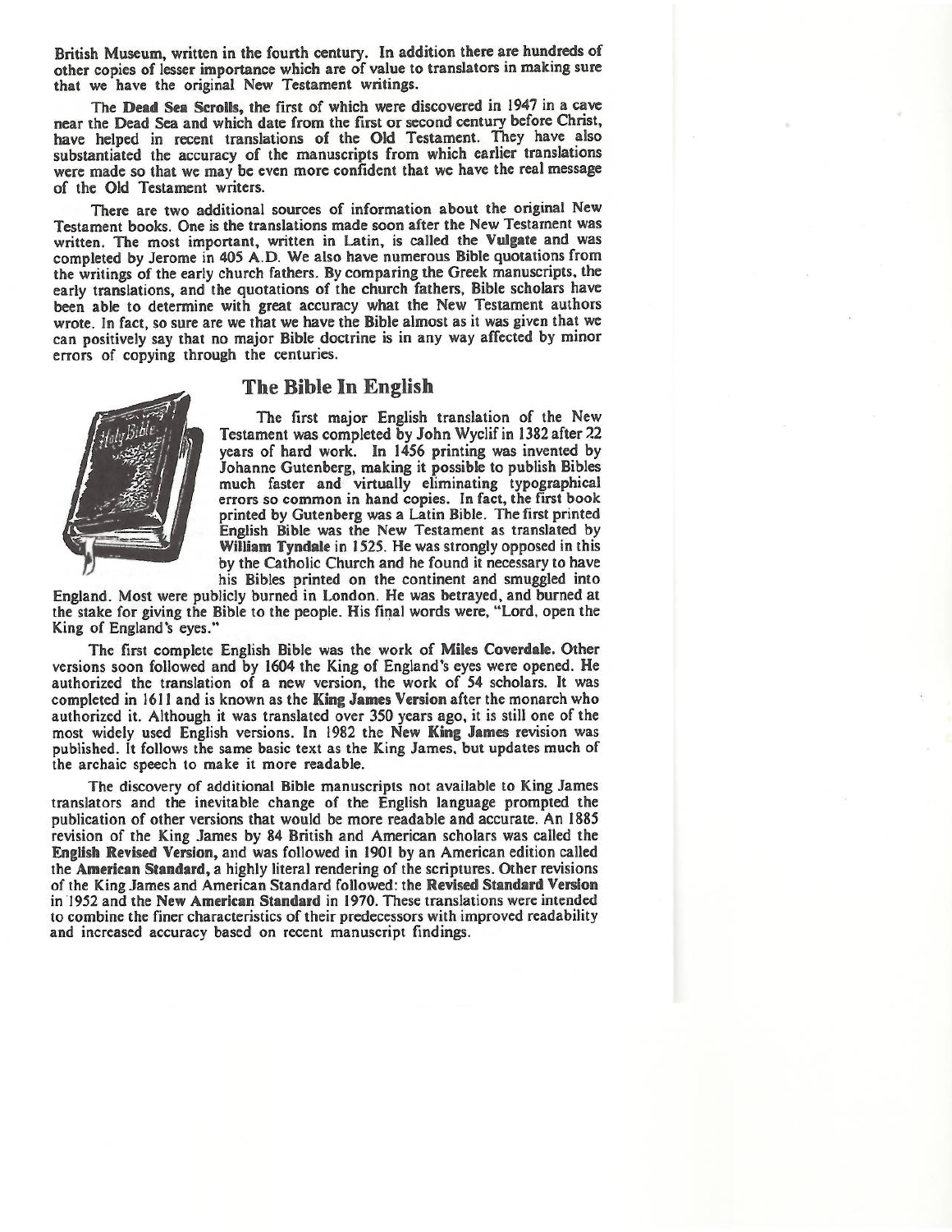British Museum, written in the fourth century. In addition there are hundreds of other copies of lesser importance which are of value to translators in making sure that we have the original New Testament writings.

The **Dead Sea Scrolls**, the first of which were discovered in 1947 in a cave near the Dead Sea and which date from the first or second century before Christ, have helped in recent translations of the Old Testament. They have also substantiated the accuracy of the manuscripts from which earlier translations were made so that we may be even more confident that we have the real message of the Old Testament writers.

There are two additional sources of information about the original New Testament books. One is the translations made soon after the New Testament was written. The most important, written in Latin, is called the **Vulgate** and was completed by Jerome in 405 A.D. We also have numerous Bible quotations from the writings of the early church fathers. By comparing the Greek manuscripts, the early translations, and the quotations of the church fathers, Bible scholars have been able to determine with great accuracy what the New Testament authors wrote. In fact, so sure are we that we have the Bible almost as it was given that we can positively say that no major Bible doctrine is in any way affected by minor errors of copying through the centuries.

## The Bible In English

The first major English translation of the New Testament was completed by John Wyclif in 1382 after 22 years of hard work. In 1456 printing was invented by Johanne Gutenberg, making it possible to publish Bibles much faster and virtually eliminating typographical errors so common in hand copies. In fact, the first book printed by Gutenberg was a Latin Bible. The first printed English Bible was the New Testament as translated by **William Tyndale** in 1525. He was strongly opposed in this by the Catholic Church and he found it necessary to have his Bibles printed on the continent and smuggled into England. Most were publicly burned in London. He was betrayed, and burned at the stake for giving the Bible to the people. His final words were, "Lord, open the King of England's eyes."

The first complete English Bible was the work of **Miles Coverdale**. Other versions soon followed and by 1604 the King of England's eyes were opened. He authorized the translation of a new version, the work of 54 scholars. It was completed in 1611 and is known as the **King James Version** after the monarch who authorized it. Although it was translated over 350 years ago, it is still one of the most widely used English versions. In 1982 the New **King James** revision was published. It follows the same basic text as the King James, but updates much of the archaic speech to make it more readable.

The discovery of additional Bible manuscripts not available to King James translators and the inevitable change of the English language prompted the publication of other versions that would be more readable and accurate. An 1885 revision of the King James by 84 British and American scholars was called the **English Revised Version**, and was followed in 1901 by an American edition called the **American Standard**, a highly literal rendering of the scriptures. Other revisions of the King James and American Standard followed: the **Revised Standard Version** in 1952 and the **New American Standard** in 1970. These translations were intended to combine the finer characteristics of their predecessors with improved readability and increased accuracy based on recent manuscript findings.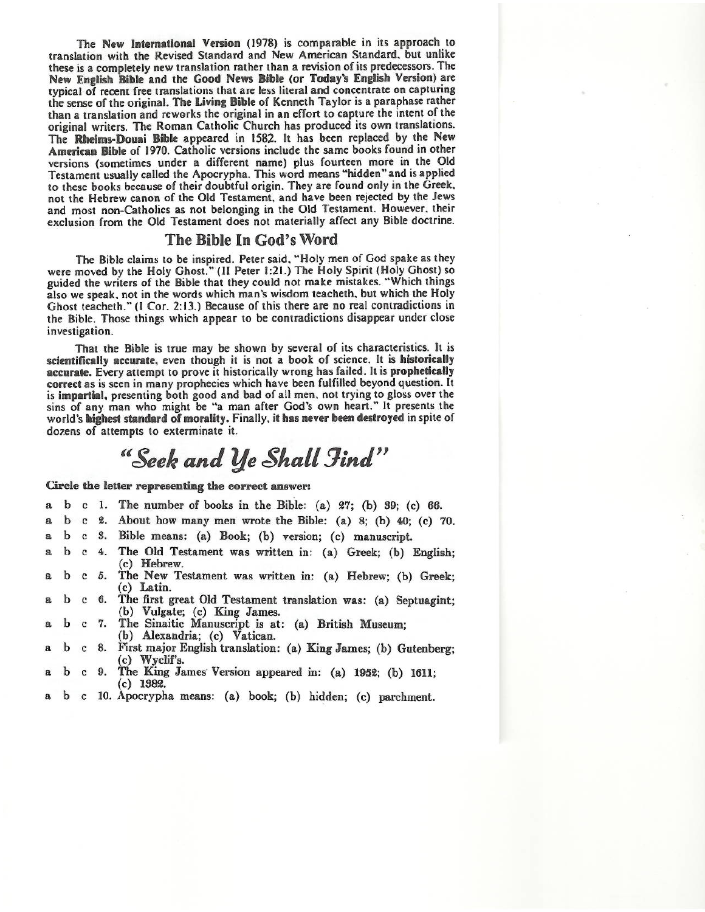The **New International Version** (1978) is comparable in its approach to translation with the Revised Standard and New American Standard, but unlike these is a completely new translation rather than a revision of its predecessors. The **New English Bible** and the **Good News Bible** (or **Today's English Version**) are typical of recent free translations that are less literal and concentrate on capturing the sense of the original. **The Living Bible** of Kenneth Taylor is a paraphase rather than a translation and reworks the original in an effort to capture the intent of the original writers. The Roman Catholic Church has produced its own translations. The **Rheims-Douai Bible** appeared in 1582. It has been replaced by the **New American Bible** of 1970. Catholic versions include the same books found in other versions (sometimes under a different name) plus fourteen more in the Old Testament usually called the Apocrypha. This word means "hidden" and is applied to these books because of their doubtful origin. They are found only in the Greek, not the Hebrew canon of the Old Testament, and have been rejected by the Jews and most non-Catholics as not belonging in the Old Testament. However, their exclusion from the Old Testament does not materially affect any Bible doctrine.

## The Bible In God's Word

The Bible claims to be inspired. Peter said, "Holy men of God spake as they were moved by the Holy Ghost." (II Peter 1:21.) The Holy Spirit (Holy Ghost) so guided the writers of the Bible that they could not make mistakes. "Which things also we speak, not in the words which man's wisdom teacheth, but which the Holy Ghost teacheth." (I Cor. 2:13.) Because of this there are no real contradictions in the Bible. Those things which appear to be contradictions disappear under close investigation.

That the Bible is true may be shown by several of its characteristics. It is **scientifically accurate**, even though it is not a book of science. It is **historically accurate**. Every attempt to prove it historically wrong has failed. It is **prophetically correct** as is seen in many prophecies which have been fulfilled beyond question. It is **impartial**, presenting both good and bad of all men, not trying to gloss over the sins of any man who might be "a man after God's own heart." It presents the world's **highest standard of morality**. Finally, **it has never been destroyed** in spite of dozens of attempts to exterminate it.

## *"Seek and Ye Shall Find"*

**Circle the letter representing the correct answer:**

a b c 1. The number of books in the Bible: (a) 27; (b) 39; (c) 66.

a b c 2. About how many men wrote the Bible: (a) 8; (b) 40; (c) 70.

a b c 3. Bible means: (a) Book; (b) version; (c) manuscript.

a b c 4. The Old Testament was written in: (a) Greek; (b) English; (c) Hebrew.

a b c 5. The New Testament was written in: (a) Hebrew; (b) Greek; (c) Latin.

a b c 6. The first great Old Testament translation was: (a) Septuagint; (b) Vulgate; (c) King James.

a b c 7. The Sinaitic Manuscript is at: (a) British Museum; (b) Alexandria; (c) Vatican.

a b c 8. First major English translation: (a) King James; (b) Gutenberg; (c) Wyclif's.

a b c 9. The King James Version appeared in: (a) 1952; (b) 1611; (c) 1382.

a b c 10. Apocrypha means: (a) book; (b) hidden; (c) parchment.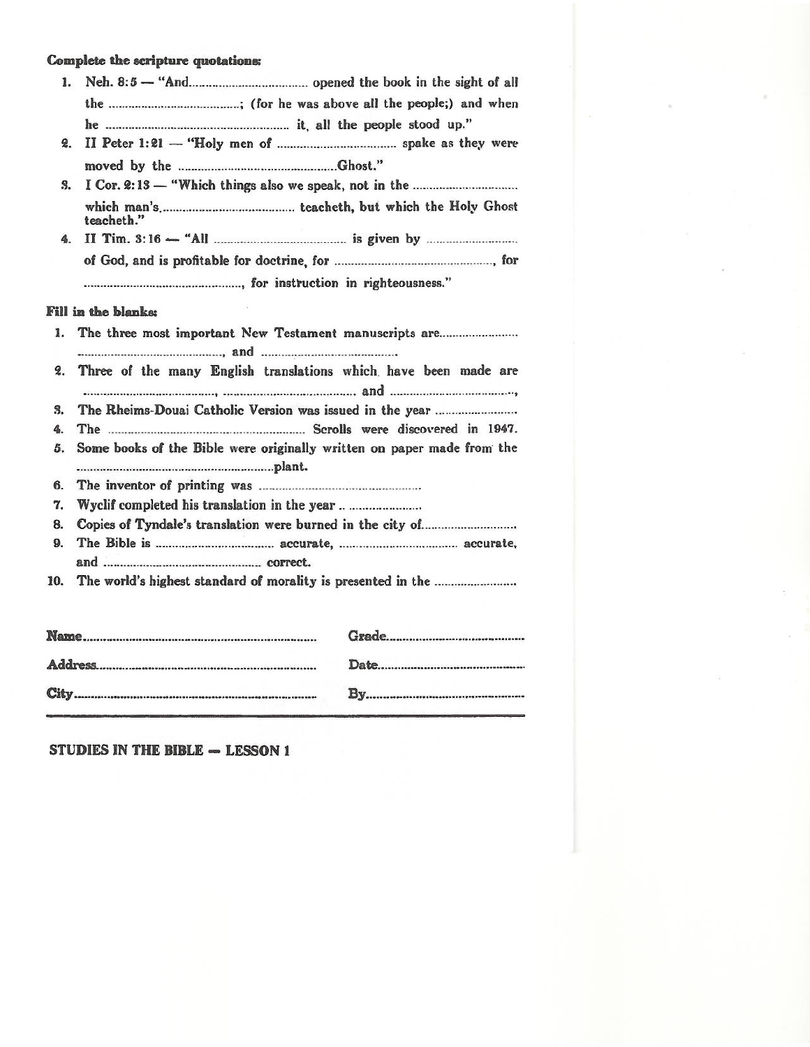**Complete the scripture quotations:**

1. Neh. 8:5 — "And.................................. opened the book in the sight of all the ...................................; (for he was above all the people;) and when he ................................................... it, all the people stood up."
2. II Peter 1:21 — "Holy men of .................................. spake as they were moved by the ..........................................Ghost."
3. I Cor. 2:13 — "Which things also we speak, not in the .............................. which man's.................................... teacheth, but which the Holy Ghost teacheth."
4. II Tim. 3:16 — "All ..................................... is given by ......................... of God, and is profitable for doctrine, for ..........................................., for ..........................................., for instruction in righteousness."

**Fill in the blanks:**

1. The three most important New Testament manuscripts are...................... ..........................................., and .........................................
2. Three of the many English translations which have been made are ...................................., ...................................... and ..................................,
3. The Rheims-Douai Catholic Version was issued in the year ......................
4. The ................................................... Scrolls were discovered in 1947.
5. Some books of the Bible were originally written on paper made from the ......................................................plant.
6. The inventor of printing was ...............................................
7. Wyclif completed his translation in the year .. ....................
8. Copies of Tyndale's translation were burned in the city of..........................
9. The Bible is ................................ accurate, ................................ accurate, and .......................................... correct.
10. The world's highest standard of morality is presented in the ......................

Name.................................................................. Grade......................................

Address............................................................... Date.........................................

City.................................................................... By...........................................

**STUDIES IN THE BIBLE — LESSON 1**